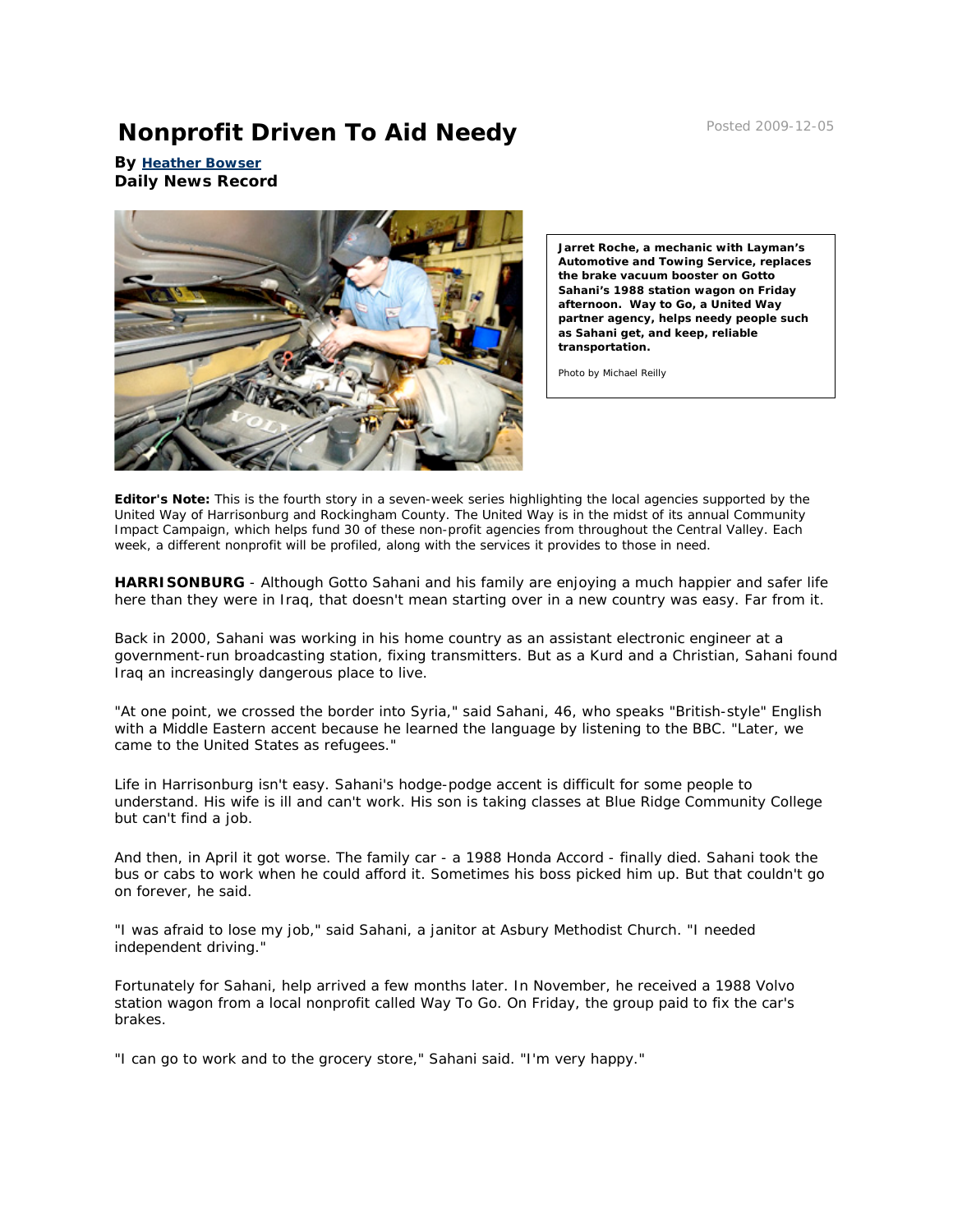# Nonprofit Driven To Aid Needy

Posted 2009-12-05

**By Heather Bowser**
**Daily News Record**

**Jarret Roche, a mechanic with Layman's Automotive and Towing Service, replaces the brake vacuum booster on Gotto Sahani's 1988 station wagon on Friday afternoon. Way to Go, a United Way partner agency, helps needy people such as Sahani get, and keep, reliable transportation.**

Photo by Michael Reilly

**Editor's Note:** This is the fourth story in a seven-week series highlighting the local agencies supported by the United Way of Harrisonburg and Rockingham County. The United Way is in the midst of its annual Community Impact Campaign, which helps fund 30 of these non-profit agencies from throughout the Central Valley. Each week, a different nonprofit will be profiled, along with the services it provides to those in need.

**HARRISONBURG** - Although Gotto Sahani and his family are enjoying a much happier and safer life here than they were in Iraq, that doesn't mean starting over in a new country was easy. Far from it.

Back in 2000, Sahani was working in his home country as an assistant electronic engineer at a government-run broadcasting station, fixing transmitters. But as a Kurd and a Christian, Sahani found Iraq an increasingly dangerous place to live.

"At one point, we crossed the border into Syria," said Sahani, 46, who speaks "British-style" English with a Middle Eastern accent because he learned the language by listening to the BBC. "Later, we came to the United States as refugees."

Life in Harrisonburg isn't easy. Sahani's hodge-podge accent is difficult for some people to understand. His wife is ill and can't work. His son is taking classes at Blue Ridge Community College but can't find a job.

And then, in April it got worse. The family car - a 1988 Honda Accord - finally died. Sahani took the bus or cabs to work when he could afford it. Sometimes his boss picked him up. But that couldn't go on forever, he said.

"I was afraid to lose my job," said Sahani, a janitor at Asbury Methodist Church. "I needed independent driving."

Fortunately for Sahani, help arrived a few months later. In November, he received a 1988 Volvo station wagon from a local nonprofit called Way To Go. On Friday, the group paid to fix the car's brakes.

"I can go to work and to the grocery store," Sahani said. "I'm very happy."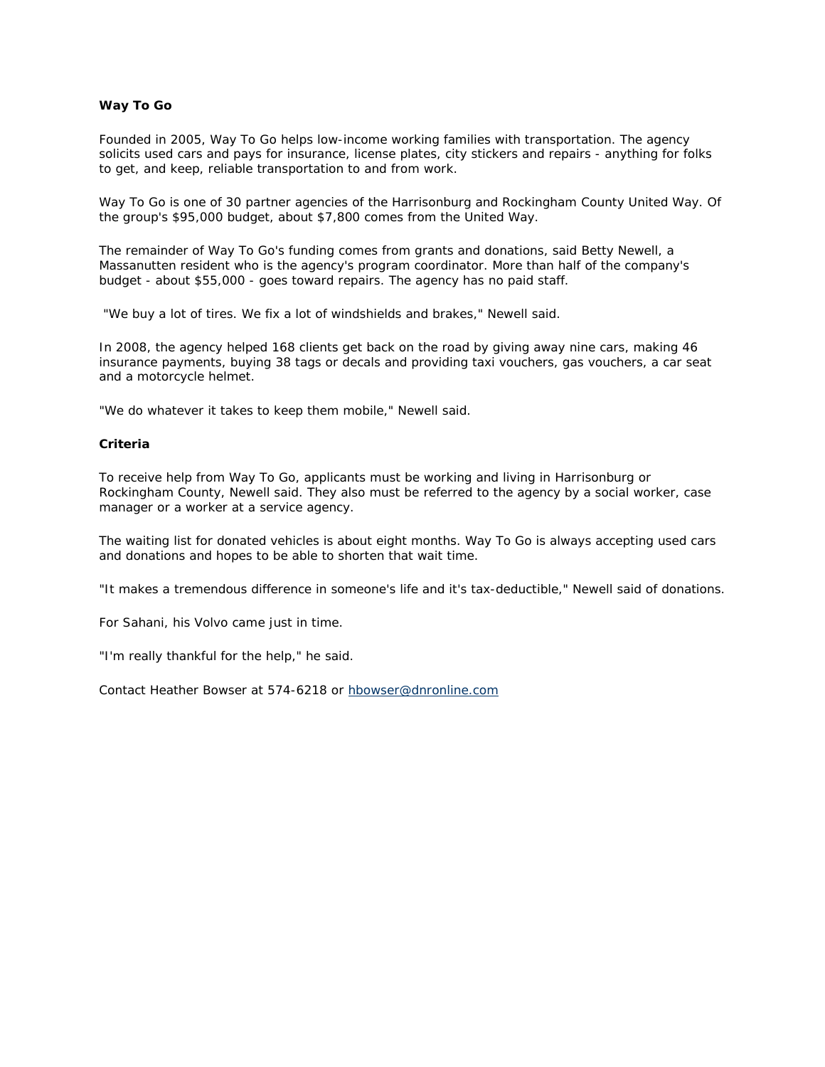**Way To Go**

Founded in 2005, Way To Go helps low-income working families with transportation. The agency solicits used cars and pays for insurance, license plates, city stickers and repairs - anything for folks to get, and keep, reliable transportation to and from work.

Way To Go is one of 30 partner agencies of the Harrisonburg and Rockingham County United Way. Of the group's $95,000 budget, about $7,800 comes from the United Way.

The remainder of Way To Go's funding comes from grants and donations, said Betty Newell, a Massanutten resident who is the agency's program coordinator. More than half of the company's budget - about $55,000 - goes toward repairs. The agency has no paid staff.

"We buy a lot of tires. We fix a lot of windshields and brakes," Newell said.

In 2008, the agency helped 168 clients get back on the road by giving away nine cars, making 46 insurance payments, buying 38 tags or decals and providing taxi vouchers, gas vouchers, a car seat and a motorcycle helmet.

"We do whatever it takes to keep them mobile," Newell said.

**Criteria**

To receive help from Way To Go, applicants must be working and living in Harrisonburg or Rockingham County, Newell said. They also must be referred to the agency by a social worker, case manager or a worker at a service agency.

The waiting list for donated vehicles is about eight months. Way To Go is always accepting used cars and donations and hopes to be able to shorten that wait time.

"It makes a tremendous difference in someone's life and it's tax-deductible," Newell said of donations.

For Sahani, his Volvo came just in time.

"I'm really thankful for the help," he said.

Contact Heather Bowser at 574-6218 or hbowser@dnronline.com